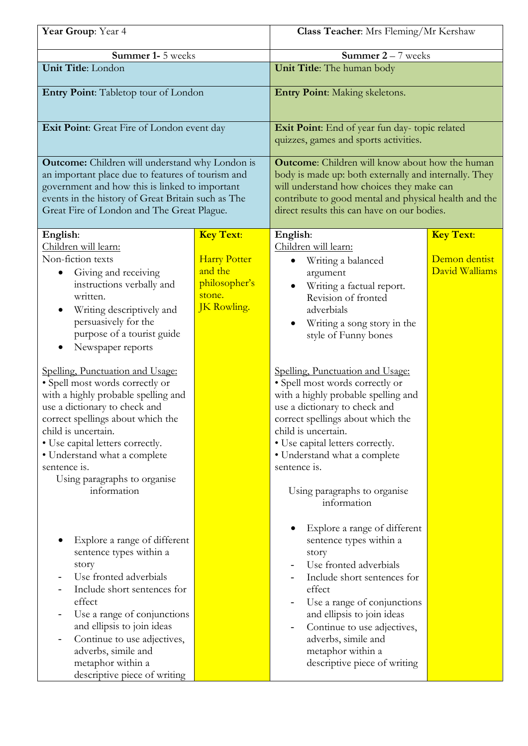| **Year Group**: Year 4 | | **Class Teacher**: Mrs Fleming/Mr Kershaw | |
|---|---|---|---|
| **Summer 1**- 5 weeks | | **Summer 2** – 7 weeks | |
| **Unit Title**: London | | **Unit Title**: The human body | |
| **Entry Point**: Tabletop tour of London | | **Entry Point**: Making skeletons. | |
| **Exit Point**: Great Fire of London event day | | **Exit Point**: End of year fun day- topic related quizzes, games and sports activities. | |
| **Outcome:** Children will understand why London is an important place due to features of tourism and government and how this is linked to important events in the history of Great Britain such as The Great Fire of London and The Great Plague. | | **Outcome**: Children will know about how the human body is made up: both externally and internally. They will understand how choices they make can contribute to good mental and physical health and the direct results this can have on our bodies. | |
| **English**:<br>Children will learn:<br>Non-fiction texts<br>• Giving and receiving instructions verbally and written.<br>• Writing descriptively and persuasively for the purpose of a tourist guide<br>• Newspaper reports<br><br>Spelling, Punctuation and Usage:<br>• Spell most words correctly or with a highly probable spelling and use a dictionary to check and correct spellings about which the child is uncertain.<br>• Use capital letters correctly.<br>• Understand what a complete sentence is.<br>Using paragraphs to organise information<br><br>• Explore a range of different sentence types within a story<br>- Use fronted adverbials<br>- Include short sentences for effect<br>- Use a range of conjunctions and ellipsis to join ideas<br>- Continue to use adjectives, adverbs, simile and metaphor within a descriptive piece of writing | **Key Text**:<br><br>Harry Potter and the philosopher's stone.<br>JK Rowling. | **English**:<br>Children will learn:<br>• Writing a balanced argument<br>• Writing a factual report. Revision of fronted adverbials<br>• Writing a song story in the style of Funny bones<br><br>Spelling, Punctuation and Usage:<br>• Spell most words correctly or with a highly probable spelling and use a dictionary to check and correct spellings about which the child is uncertain.<br>• Use capital letters correctly.<br>• Understand what a complete sentence is.<br>Using paragraphs to organise information<br><br>• Explore a range of different sentence types within a story<br>- Use fronted adverbials<br>- Include short sentences for effect<br>- Use a range of conjunctions and ellipsis to join ideas<br>- Continue to use adjectives, adverbs, simile and metaphor within a descriptive piece of writing | **Key Text**:<br><br>Demon dentist David Walliams |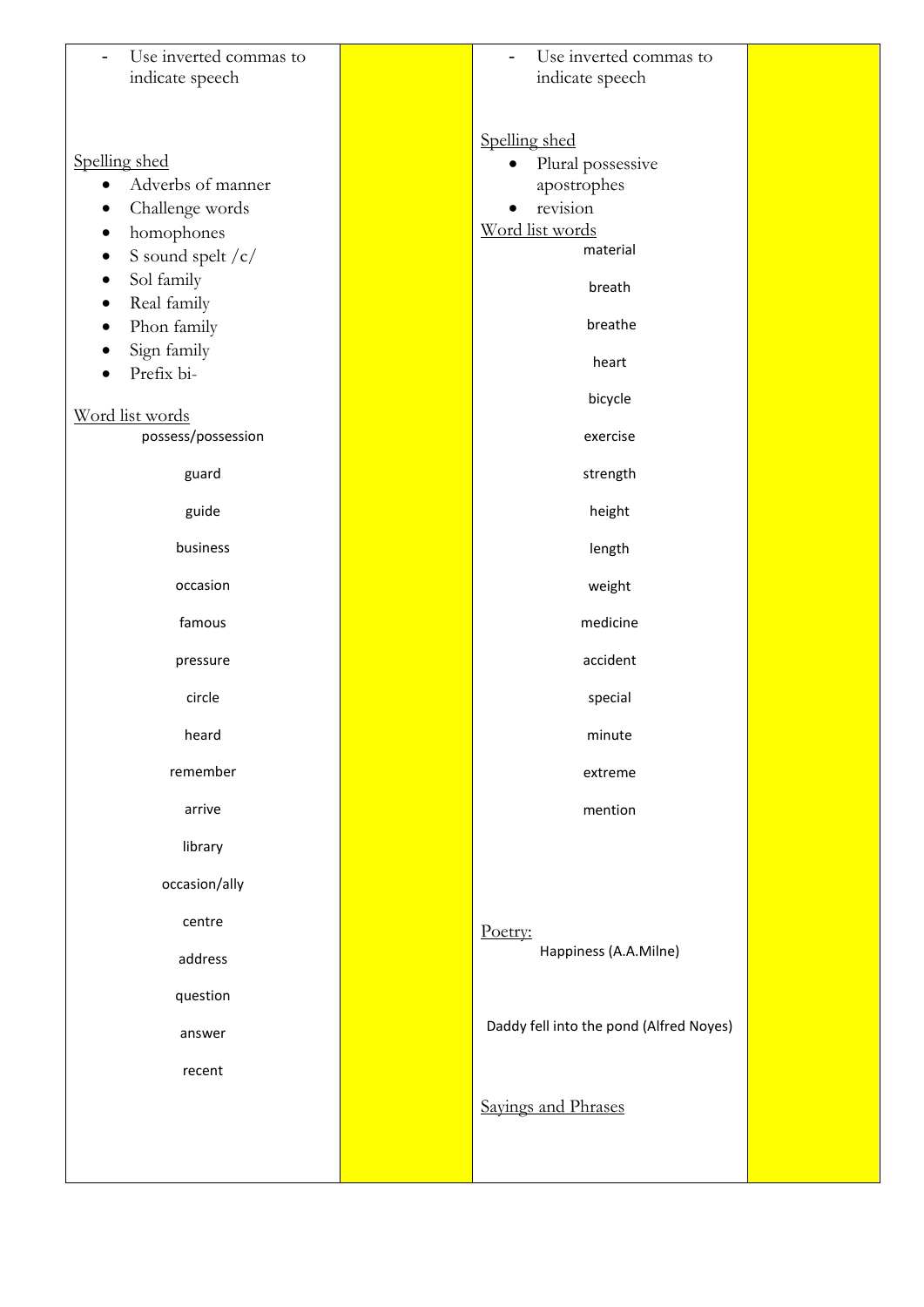| | | | |
|---|---|---|---|
| - Use inverted commas to indicate speech<br><br><u>Spelling shed</u><br>• Adverbs of manner<br>• Challenge words<br>• homophones<br>• S sound spelt /c/<br>• Sol family<br>• Real family<br>• Phon family<br>• Sign family<br>• Prefix bi-<br><br><u>Word list words</u><br>possess/possession<br>guard<br>guide<br>business<br>occasion<br>famous<br>pressure<br>circle<br>heard<br>remember<br>arrive<br>library<br>occasion/ally<br>centre<br>address<br>question<br>answer<br>recent | | - Use inverted commas to indicate speech<br><br><u>Spelling shed</u><br>• Plural possessive apostrophes<br>• revision<br><u>Word list words</u><br>material<br>breath<br>breathe<br>heart<br>bicycle<br>exercise<br>strength<br>height<br>length<br>weight<br>medicine<br>accident<br>special<br>minute<br>extreme<br>mention<br><br><u>Poetry:</u><br>Happiness (A.A.Milne)<br><br>Daddy fell into the pond (Alfred Noyes)<br><br><u>Sayings and Phrases</u> | |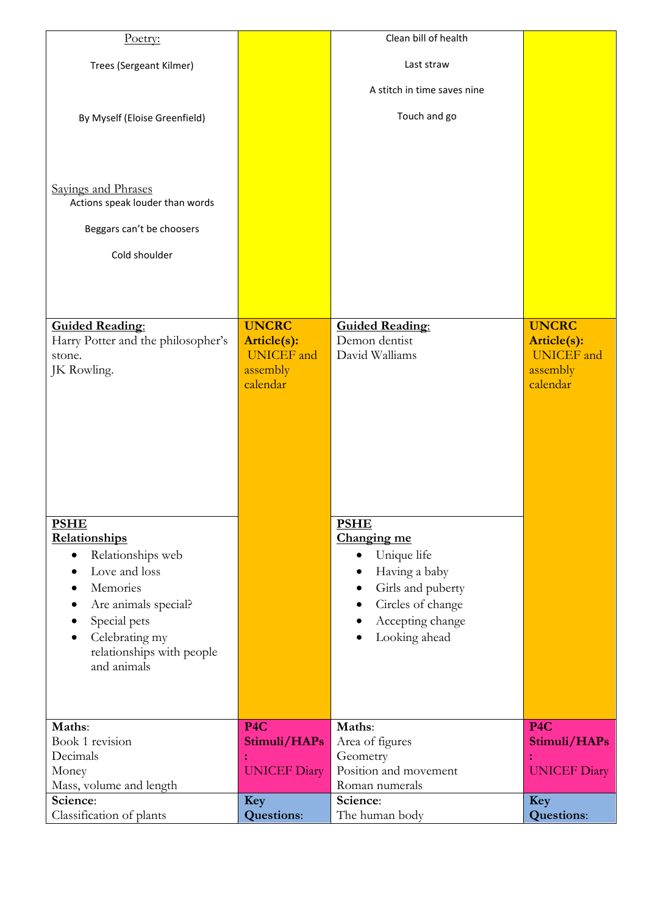| | | | |
|---|---|---|---|
| Poetry:<br><br>Trees (Sergeant Kilmer)<br><br>By Myself (Eloise Greenfield)<br><br>Sayings and Phrases<br>Actions speak louder than words<br><br>Beggars can't be choosers<br><br>Cold shoulder | | Clean bill of health<br><br>Last straw<br><br>A stitch in time saves nine<br><br>Touch and go | |
| **Guided Reading**:<br>Harry Potter and the philosopher's stone.<br>JK Rowling. | **UNCRC Article(s):**<br>UNICEF and assembly calendar | **Guided Reading**:<br>Demon dentist<br>David Walliams | **UNCRC Article(s):**<br>UNICEF and assembly calendar |
| **PSHE**<br>**Relationships**<br>• Relationships web<br>• Love and loss<br>• Memories<br>• Are animals special?<br>• Special pets<br>• Celebrating my relationships with people and animals | | **PSHE**<br>**Changing me**<br>• Unique life<br>• Having a baby<br>• Girls and puberty<br>• Circles of change<br>• Accepting change<br>• Looking ahead | |
| **Maths**:<br>Book 1 revision<br>Decimals<br>Money<br>Mass, volume and length | **P4C Stimuli/HAPs:**<br>UNICEF Diary | **Maths**:<br>Area of figures<br>Geometry<br>Position and movement<br>Roman numerals | **P4C Stimuli/HAPs:**<br>UNICEF Diary |
| **Science**:<br>Classification of plants | **Key Questions**: | **Science**:<br>The human body | **Key Questions**: |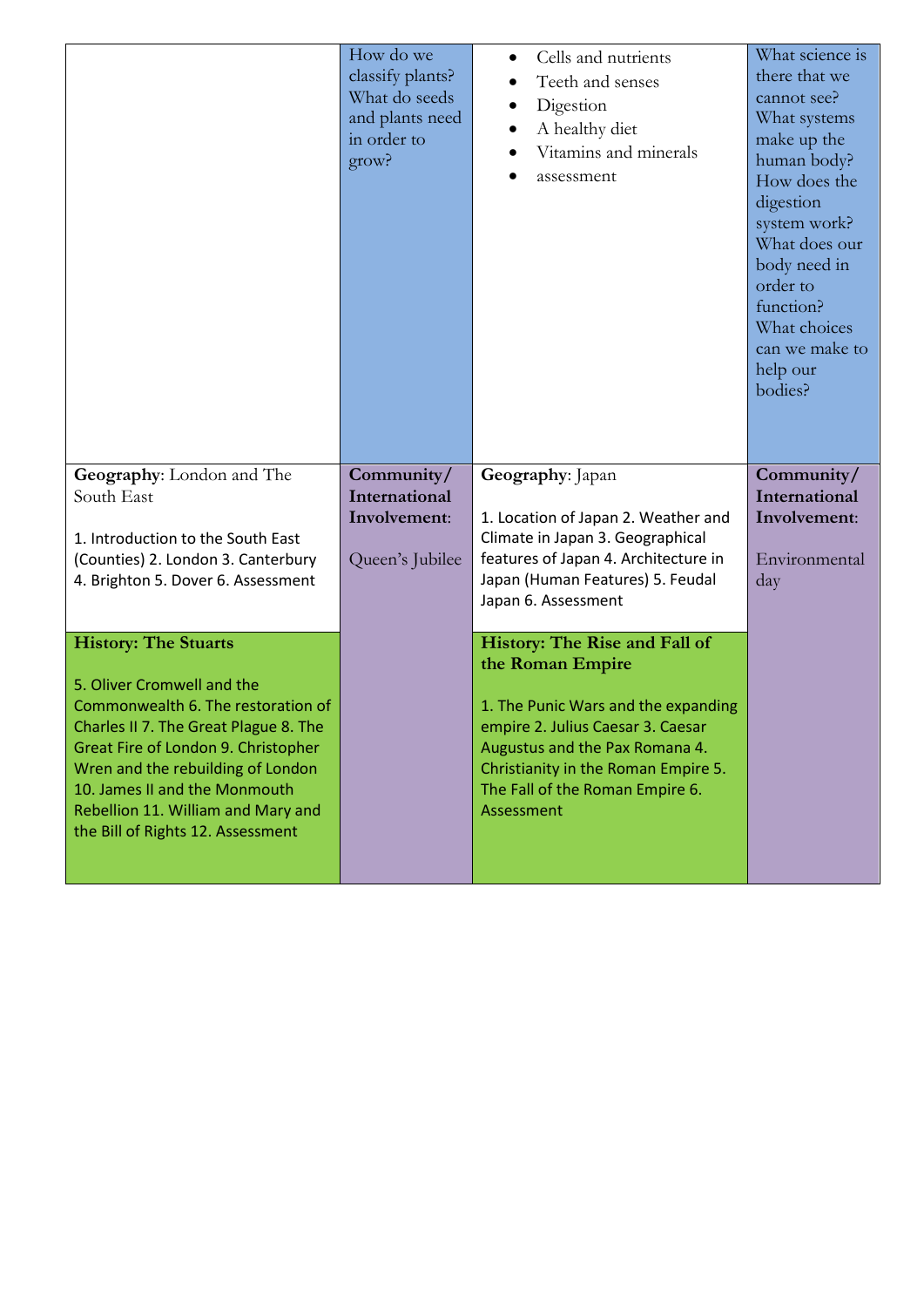| | | | |
|---|---|---|---|
| | How do we classify plants? What do seeds and plants need in order to grow? | • Cells and nutrients<br>• Teeth and senses<br>• Digestion<br>• A healthy diet<br>• Vitamins and minerals<br>• assessment | What science is there that we cannot see? What systems make up the human body? How does the digestion system work? What does our body need in order to function? What choices can we make to help our bodies? |
| **Geography**: London and The South East<br><br>1. Introduction to the South East (Counties) 2. London 3. Canterbury 4. Brighton 5. Dover 6. Assessment | **Community/ International Involvement**:<br><br>Queen's Jubilee | **Geography**: Japan<br><br>1. Location of Japan 2. Weather and Climate in Japan 3. Geographical features of Japan 4. Architecture in Japan (Human Features) 5. Feudal Japan 6. Assessment | **Community/ International Involvement**:<br><br>Environmental day |
| **History: The Stuarts**<br><br>5. Oliver Cromwell and the Commonwealth 6. The restoration of Charles II 7. The Great Plague 8. The Great Fire of London 9. Christopher Wren and the rebuilding of London 10. James II and the Monmouth Rebellion 11. William and Mary and the Bill of Rights 12. Assessment | | **History: The Rise and Fall of the Roman Empire**<br><br>1. The Punic Wars and the expanding empire 2. Julius Caesar 3. Caesar Augustus and the Pax Romana 4. Christianity in the Roman Empire 5. The Fall of the Roman Empire 6. Assessment | |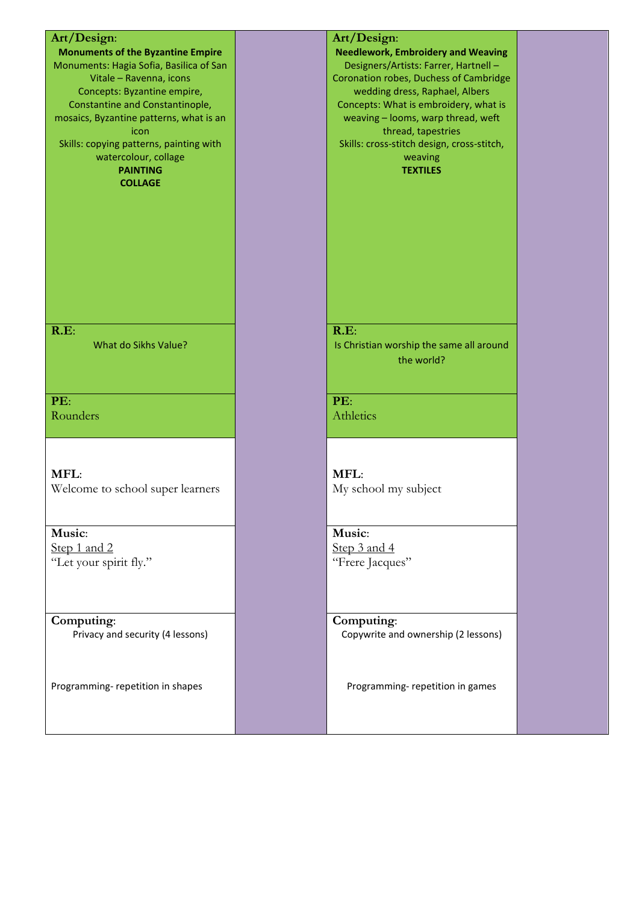| | | | |
|---|---|---|---|
| **Art/Design**: **Monuments of the Byzantine Empire** Monuments: Hagia Sofia, Basilica of San Vitale – Ravenna, icons Concepts: Byzantine empire, Constantine and Constantinople, mosaics, Byzantine patterns, what is an icon Skills: copying patterns, painting with watercolour, collage **PAINTING** **COLLAGE** | | **Art/Design**: **Needlework, Embroidery and Weaving** Designers/Artists: Farrer, Hartnell – Coronation robes, Duchess of Cambridge wedding dress, Raphael, Albers Concepts: What is embroidery, what is weaving – looms, warp thread, weft thread, tapestries Skills: cross-stitch design, cross-stitch, weaving **TEXTILES** | |
| **R.E**: What do Sikhs Value? | | **R.E**: Is Christian worship the same all around the world? | |
| **PE**: Rounders | | **PE**: Athletics | |
| **MFL**: Welcome to school super learners | | **MFL**: My school my subject | |
| **Music**: Step 1 and 2 "Let your spirit fly." | | **Music**: Step 3 and 4 "Frere Jacques" | |
| **Computing**: Privacy and security (4 lessons) Programming- repetition in shapes | | **Computing**: Copywrite and ownership (2 lessons) Programming- repetition in games | |